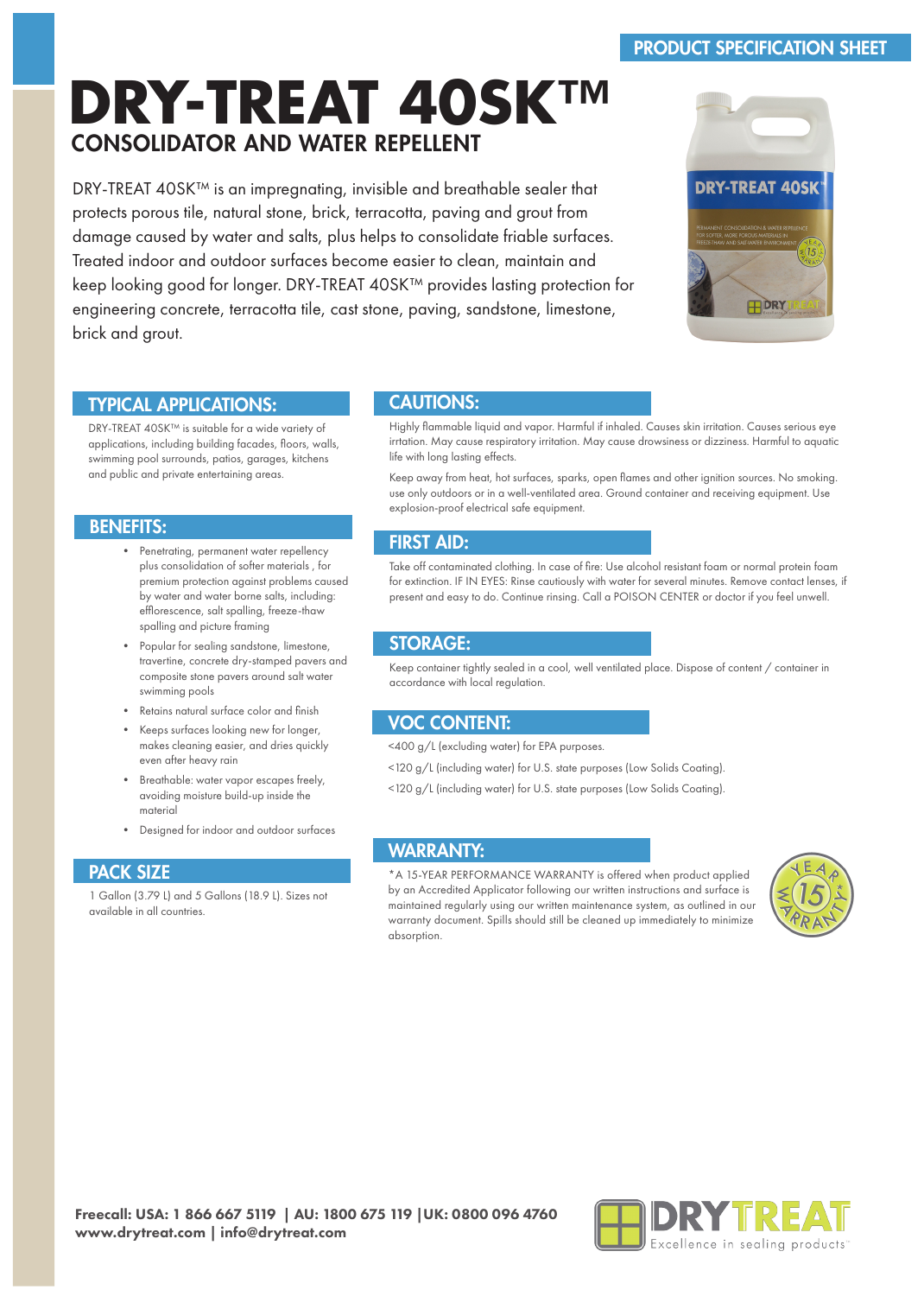PRODUCT SPECIFICATION SHEET

# DRY-TREAT 40SK™

## CONSOLIDATOR AND WATER REPELLENT

DRY-TREAT 40SK™ is an impregnating, invisible and breathable sealer that protects porous tile, natural stone, brick, terracotta, paving and grout from damage caused by water and salts, plus helps to consolidate friable surfaces. Treated indoor and outdoor surfaces become easier to clean, maintain and keep looking good for longer. DRY-TREAT 40SK™ provides lasting protection for engineering concrete, terracotta tile, cast stone, paving, sandstone, limestone, brick and grout.

## TYPICAL APPLICATIONS:

DRY-TREAT 40SK™ is suitable for a wide variety of applications, including building facades, floors, walls, swimming pool surrounds, patios, garages, kitchens and public and private entertaining areas.

## BENEFITS:

- Penetrating, permanent water repellency plus consolidation of softer materials , for premium protection against problems caused by water and water borne salts, including: efflorescence, salt spalling, freeze-thaw spalling and picture framing
- Popular for sealing sandstone, limestone, travertine, concrete dry-stamped pavers and composite stone pavers around salt water swimming pools
- Retains natural surface color and finish
- Keeps surfaces looking new for longer, makes cleaning easier, and dries quickly even after heavy rain
- Breathable: water vapor escapes freely, avoiding moisture build-up inside the material
- Designed for indoor and outdoor surfaces

## PACK SIZE

1 Gallon (3.79 L) and 5 Gallons (18.9 L). Sizes not available in all countries.

## CAUTIONS:

Highly flammable liquid and vapor. Harmful if inhaled. Causes skin irritation. Causes serious eye irrtation. May cause respiratory irritation. May cause drowsiness or dizziness. Harmful to aquatic life with long lasting effects.

Keep away from heat, hot surfaces, sparks, open flames and other ignition sources. No smoking. use only outdoors or in a well-ventilated area. Ground container and receiving equipment. Use explosion-proof electrical safe equipment.

## FIRST AID:

Take off contaminated clothing. In case of fire: Use alcohol resistant foam or normal protein foam for extinction. IF IN EYES: Rinse cautiously with water for several minutes. Remove contact lenses, if present and easy to do. Continue rinsing. Call a POISON CENTER or doctor if you feel unwell.

## STORAGE:

Keep container tightly sealed in a cool, well ventilated place. Dispose of content / container in accordance with local regulation.

## VOC CONTENT:

<400 g/L (excluding water) for EPA purposes.

<120 g/L (including water) for U.S. state purposes (Low Solids Coating).

<120 g/L (including water) for U.S. state purposes (Low Solids Coating).

## WARRANTY:

*A 15-YEAR PERFORMANCE WARRANTY is offered when product applied by an Accredited Applicator following our written instructions and surface is maintained regularly using our written maintenance system, as outlined in our warranty document. Spills should still be cleaned up immediately to minimize absorption.

**Freecall: USA: 1 866 667 5119 | AU: 1800 675 119 |UK: 0800 096 4760**
**www.drytreat.com | info@drytreat.com**

DRYTREAT Excellence in sealing products™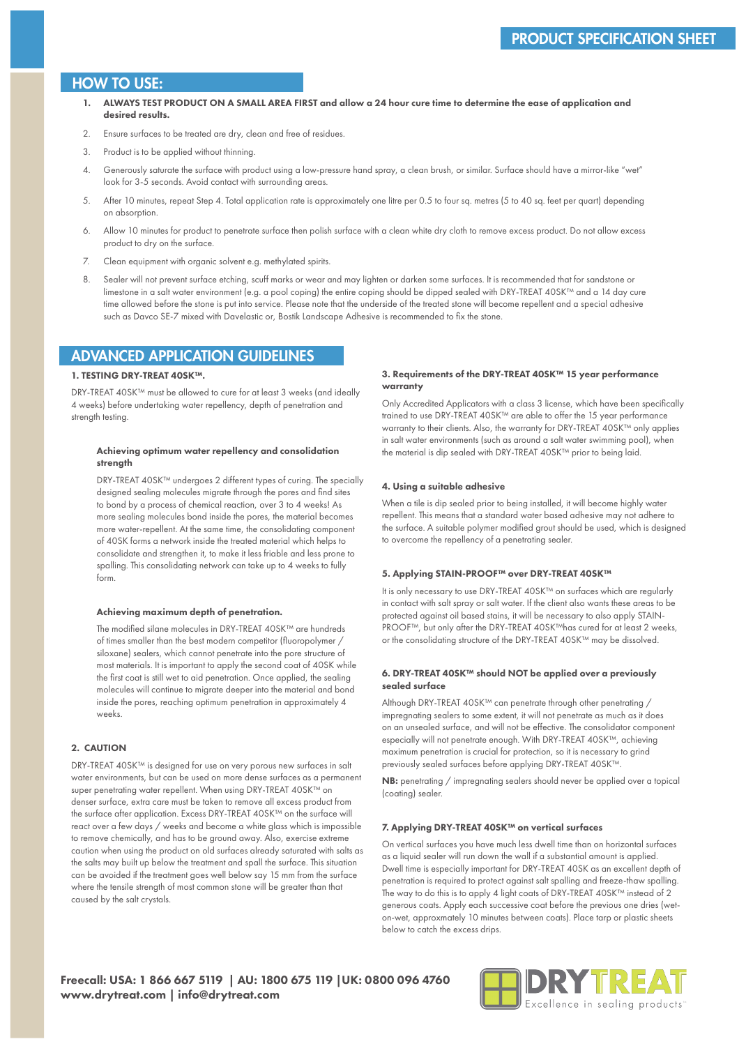## HOW TO USE:

1. **ALWAYS TEST PRODUCT ON A SMALL AREA FIRST and allow a 24 hour cure time to determine the ease of application and desired results.**
2. Ensure surfaces to be treated are dry, clean and free of residues.
3. Product is to be applied without thinning.
4. Generously saturate the surface with product using a low-pressure hand spray, a clean brush, or similar. Surface should have a mirror-like "wet" look for 3-5 seconds. Avoid contact with surrounding areas.
5. After 10 minutes, repeat Step 4. Total application rate is approximately one litre per 0.5 to four sq. metres (5 to 40 sq. feet per quart) depending on absorption.
6. Allow 10 minutes for product to penetrate surface then polish surface with a clean white dry cloth to remove excess product. Do not allow excess product to dry on the surface.
7. Clean equipment with organic solvent e.g. methylated spirits.
8. Sealer will not prevent surface etching, scuff marks or wear and may lighten or darken some surfaces. It is recommended that for sandstone or limestone in a salt water environment (e.g. a pool coping) the entire coping should be dipped sealed with DRY-TREAT 40SK™ and a 14 day cure time allowed before the stone is put into service. Please note that the underside of the treated stone will become repellent and a special adhesive such as Davco SE-7 mixed with Davelastic or, Bostik Landscape Adhesive is recommended to fix the stone.

## ADVANCED APPLICATION GUIDELINES

### 1. TESTING DRY-TREAT 40SK™.

DRY-TREAT 40SK™ must be allowed to cure for at least 3 weeks (and ideally 4 weeks) before undertaking water repellency, depth of penetration and strength testing.

#### Achieving optimum water repellency and consolidation strength

DRY-TREAT 40SK™ undergoes 2 different types of curing. The specially designed sealing molecules migrate through the pores and find sites to bond by a process of chemical reaction, over 3 to 4 weeks! As more sealing molecules bond inside the pores, the material becomes more water-repellent. At the same time, the consolidating component of 40SK forms a network inside the treated material which helps to consolidate and strengthen it, to make it less friable and less prone to spalling. This consolidating network can take up to 4 weeks to fully form.

#### Achieving maximum depth of penetration.

The modified silane molecules in DRY-TREAT 40SK™ are hundreds of times smaller than the best modern competitor (fluoropolymer / siloxane) sealers, which cannot penetrate into the pore structure of most materials. It is important to apply the second coat of 40SK while the first coat is still wet to aid penetration. Once applied, the sealing molecules will continue to migrate deeper into the material and bond inside the pores, reaching optimum penetration in approximately 4 weeks.

### 2. CAUTION

DRY-TREAT 40SK™ is designed for use on very porous new surfaces in salt water environments, but can be used on more dense surfaces as a permanent super penetrating water repellent. When using DRY-TREAT 40SK™ on denser surface, extra care must be taken to remove all excess product from the surface after application. Excess DRY-TREAT 40SK™ on the surface will react over a few days / weeks and become a white glass which is impossible to remove chemically, and has to be ground away. Also, exercise extreme caution when using the product on old surfaces already saturated with salts as the salts may built up below the treatment and spall the surface. This situation can be avoided if the treatment goes well below say 15 mm from the surface where the tensile strength of most common stone will be greater than that caused by the salt crystals.

### 3. Requirements of the DRY-TREAT 40SK™ 15 year performance warranty

Only Accredited Applicators with a class 3 license, which have been specifically trained to use DRY-TREAT 40SK™ are able to offer the 15 year performance warranty to their clients. Also, the warranty for DRY-TREAT 40SK™ only applies in salt water environments (such as around a salt water swimming pool), when the material is dip sealed with DRY-TREAT 40SK™ prior to being laid.

### 4. Using a suitable adhesive

When a tile is dip sealed prior to being installed, it will become highly water repellent. This means that a standard water based adhesive may not adhere to the surface. A suitable polymer modified grout should be used, which is designed to overcome the repellency of a penetrating sealer.

### 5. Applying STAIN-PROOF™ over DRY-TREAT 40SK™

It is only necessary to use DRY-TREAT 40SK™ on surfaces which are regularly in contact with salt spray or salt water. If the client also wants these areas to be protected against oil based stains, it will be necessary to also apply STAIN-PROOF™, but only after the DRY-TREAT 40SK™has cured for at least 2 weeks, or the consolidating structure of the DRY-TREAT 40SK™ may be dissolved.

### 6. DRY-TREAT 40SK™ should NOT be applied over a previously sealed surface

Although DRY-TREAT 40SK™ can penetrate through other penetrating / impregnating sealers to some extent, it will not penetrate as much as it does on an unsealed surface, and will not be effective. The consolidator component especially will not penetrate enough. With DRY-TREAT 40SK™, achieving maximum penetration is crucial for protection, so it is necessary to grind previously sealed surfaces before applying DRY-TREAT 40SK™.

**NB:** penetrating / impregnating sealers should never be applied over a topical (coating) sealer.

### 7. Applying DRY-TREAT 40SK™ on vertical surfaces

On vertical surfaces you have much less dwell time than on horizontal surfaces as a liquid sealer will run down the wall if a substantial amount is applied. Dwell time is especially important for DRY-TREAT 40SK as an excellent depth of penetration is required to protect against salt spalling and freeze-thaw spalling. The way to do this is to apply 4 light coats of DRY-TREAT 40SK™ instead of 2 generous coats. Apply each successive coat before the previous one dries (wet-on-wet, approxmately 10 minutes between coats). Place tarp or plastic sheets below to catch the excess drips.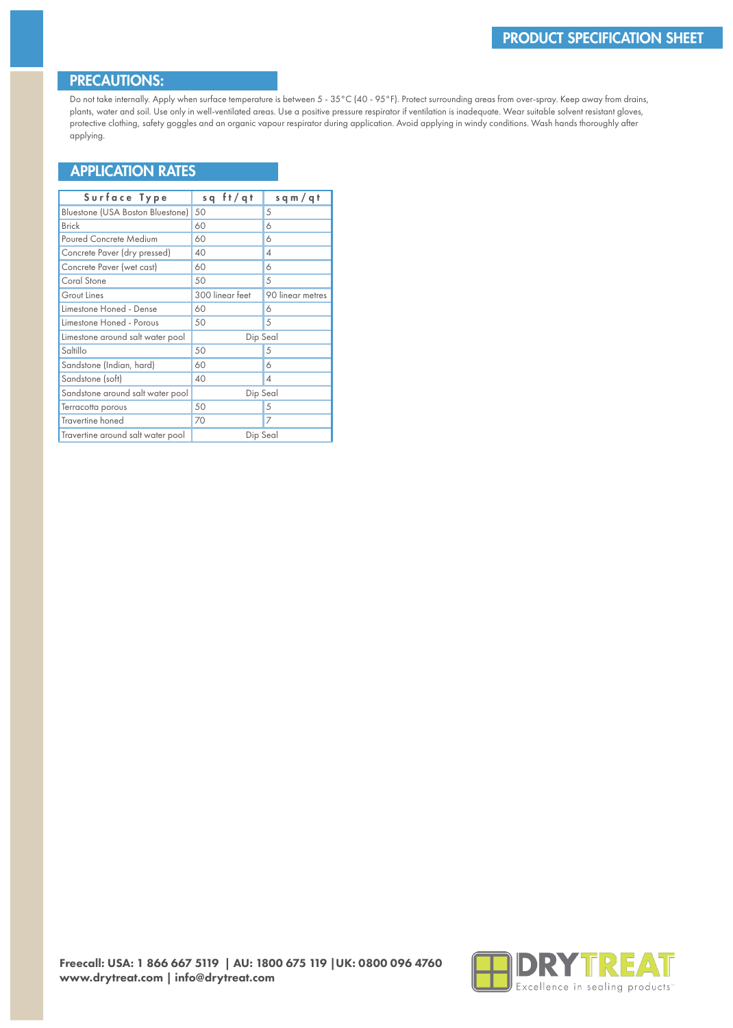## PRECAUTIONS:

Do not take internally. Apply when surface temperature is between 5 - 35°C (40 - 95°F). Protect surrounding areas from over-spray. Keep away from drains, plants, water and soil. Use only in well-ventilated areas. Use a positive pressure respirator if ventilation is inadequate. Wear suitable solvent resistant gloves, protective clothing, safety goggles and an organic vapour respirator during application. Avoid applying in windy conditions. Wash hands thoroughly after applying.

## APPLICATION RATES

| Surface Type | sq ft/qt | sqm/qt |
|---|---|---|
| Bluestone (USA Boston Bluestone) | 50 | 5 |
| Brick | 60 | 6 |
| Poured Concrete Medium | 60 | 6 |
| Concrete Paver (dry pressed) | 40 | 4 |
| Concrete Paver (wet cast) | 60 | 6 |
| Coral Stone | 50 | 5 |
| Grout Lines | 300 linear feet | 90 linear metres |
| Limestone Honed - Dense | 60 | 6 |
| Limestone Honed - Porous | 50 | 5 |
| Limestone around salt water pool | Dip Seal | |
| Saltillo | 50 | 5 |
| Sandstone (Indian, hard) | 60 | 6 |
| Sandstone (soft) | 40 | 4 |
| Sandstone around salt water pool | Dip Seal | |
| Terracotta porous | 50 | 5 |
| Travertine honed | 70 | 7 |
| Travertine around salt water pool | Dip Seal | |

**Freecall: USA: 1 866 667 5119 | AU: 1800 675 119 |UK: 0800 096 4760**
**www.drytreat.com | info@drytreat.com**

DRYTREAT
Excellence in sealing products™